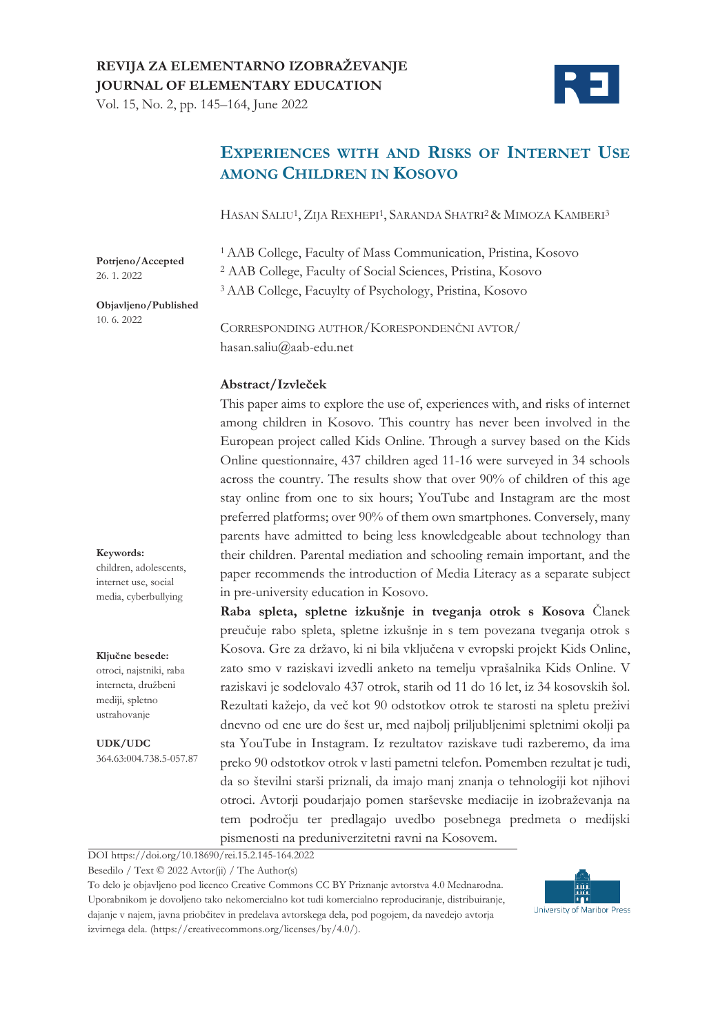**REVIJA ZA ELEMENTARNO IZOBRAŽEVANJE**
**JOURNAL OF ELEMENTARY EDUCATION**

# Experiences with and Risks of Internet Use among Children in Kosovo

Hasan Saliu[1], Zija Rexhepi[1], Saranda Shatri[2] & Mimoza Kamberi[3]

[1] AAB College, Faculty of Mass Communication, Pristina, Kosovo
[2] AAB College, Faculty of Social Sciences, Pristina, Kosovo
[3] AAB College, Facuylty of Psychology, Pristina, Kosovo

**Potrjeno/Accepted**
26. 1. 2022

**Objavljeno/Published**
10. 6. 2022

Corresponding author/Korespondenčni avtor/
hasan.saliu@aab-edu.net

## Abstract/Izvleček

This paper aims to explore the use of, experiences with, and risks of internet among children in Kosovo. This country has never been involved in the European project called Kids Online. Through a survey based on the Kids Online questionnaire, 437 children aged 11-16 were surveyed in 34 schools across the country. The results show that over 90% of children of this age stay online from one to six hours; YouTube and Instagram are the most preferred platforms; over 90% of them own smartphones. Conversely, many parents have admitted to being less knowledgeable about technology than their children. Parental mediation and schooling remain important, and the paper recommends the introduction of Media Literacy as a separate subject in pre-university education in Kosovo.

**Raba spleta, spletne izkušnje in tveganja otrok s Kosova** Članek preučuje rabo spleta, spletne izkušnje in s tem povezana tveganja otrok s Kosova. Gre za državo, ki ni bila vključena v evropski projekt Kids Online, zato smo v raziskavi izvedli anketo na temelju vprašalnika Kids Online. V raziskavi je sodelovalo 437 otrok, starih od 11 do 16 let, iz 34 kosovskih šol. Rezultati kažejo, da več kot 90 odstotkov otrok te starosti na spletu preživi dnevno od ene ure do šest ur, med najbolj priljubljenimi spletnimi okolji pa sta YouTube in Instagram. Iz rezultatov raziskave tudi razberemo, da ima preko 90 odstotkov otrok v lasti pametni telefon. Pomemben rezultat je tudi, da so številni starši priznali, da imajo manj znanja o tehnologiji kot njihovi otroci. Avtorji poudarjajo pomen starševske mediacije in izobraževanja na tem področju ter predlagajo uvedbo posebnega predmeta o medijski pismenosti na preduniverzitetni ravni na Kosovem.

**Keywords:**
children, adolescents, internet use, social media, cyberbullying

**Ključne besede:**
otroci, najstniki, raba interneta, družbeni mediji, spletno ustrahovanje

**UDK/UDC**
364.63:004.738.5-057.87

DOI https://doi.org/10.18690/rei.15.2.145-164.2022

Besedilo / Text © 2022 Avtor(ji) / The Author(s)

To delo je objavljeno pod licenco Creative Commons CC BY Priznanje avtorstva 4.0 Mednarodna. Uporabnikom je dovoljeno tako nekomercialno kot tudi komercialno reproduciranje, distribuiranje, dajanje v najem, javna priobčitev in predelava avtorskega dela, pod pogojem, da navedejo avtorja izvirnega dela. (https://creativecommons.org/licenses/by/4.0/).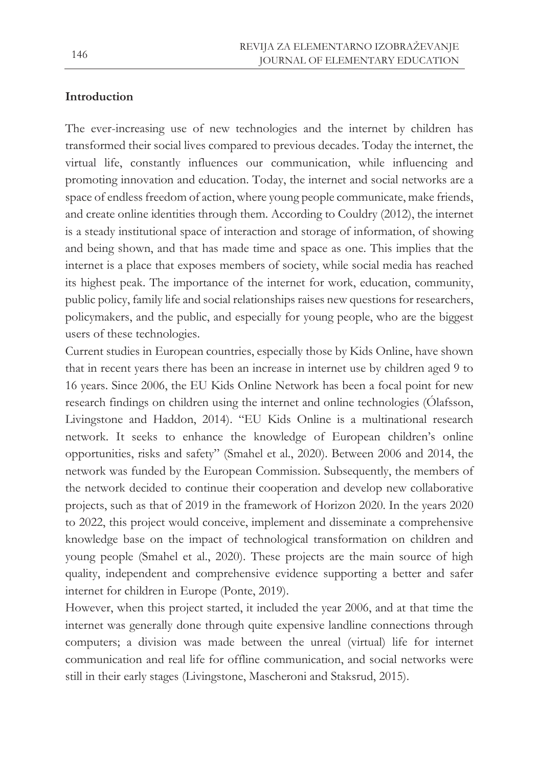## Introduction

The ever-increasing use of new technologies and the internet by children has transformed their social lives compared to previous decades. Today the internet, the virtual life, constantly influences our communication, while influencing and promoting innovation and education. Today, the internet and social networks are a space of endless freedom of action, where young people communicate, make friends, and create online identities through them. According to Couldry (2012), the internet is a steady institutional space of interaction and storage of information, of showing and being shown, and that has made time and space as one. This implies that the internet is a place that exposes members of society, while social media has reached its highest peak. The importance of the internet for work, education, community, public policy, family life and social relationships raises new questions for researchers, policymakers, and the public, and especially for young people, who are the biggest users of these technologies.

Current studies in European countries, especially those by Kids Online, have shown that in recent years there has been an increase in internet use by children aged 9 to 16 years. Since 2006, the EU Kids Online Network has been a focal point for new research findings on children using the internet and online technologies (Ólafsson, Livingstone and Haddon, 2014). "EU Kids Online is a multinational research network. It seeks to enhance the knowledge of European children's online opportunities, risks and safety" (Smahel et al., 2020). Between 2006 and 2014, the network was funded by the European Commission. Subsequently, the members of the network decided to continue their cooperation and develop new collaborative projects, such as that of 2019 in the framework of Horizon 2020. In the years 2020 to 2022, this project would conceive, implement and disseminate a comprehensive knowledge base on the impact of technological transformation on children and young people (Smahel et al., 2020). These projects are the main source of high quality, independent and comprehensive evidence supporting a better and safer internet for children in Europe (Ponte, 2019).

However, when this project started, it included the year 2006, and at that time the internet was generally done through quite expensive landline connections through computers; a division was made between the unreal (virtual) life for internet communication and real life for offline communication, and social networks were still in their early stages (Livingstone, Mascheroni and Staksrud, 2015).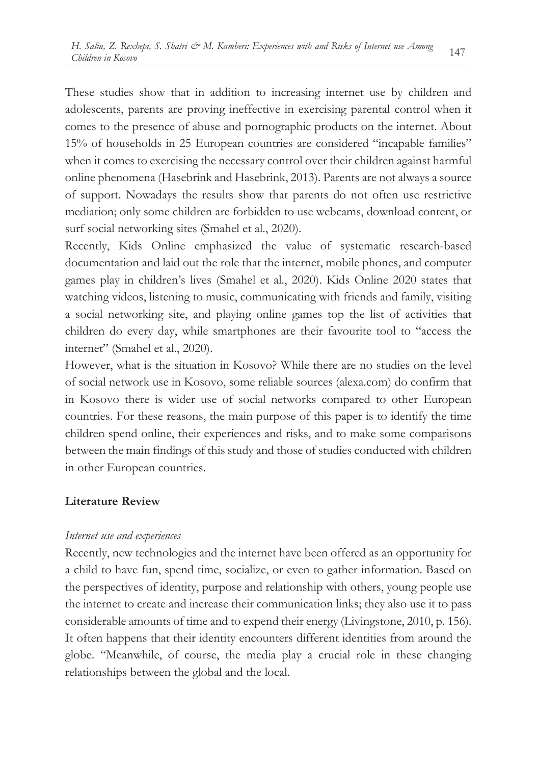These studies show that in addition to increasing internet use by children and adolescents, parents are proving ineffective in exercising parental control when it comes to the presence of abuse and pornographic products on the internet. About 15% of households in 25 European countries are considered "incapable families" when it comes to exercising the necessary control over their children against harmful online phenomena (Hasebrink and Hasebrink, 2013). Parents are not always a source of support. Nowadays the results show that parents do not often use restrictive mediation; only some children are forbidden to use webcams, download content, or surf social networking sites (Smahel et al., 2020).

Recently, Kids Online emphasized the value of systematic research-based documentation and laid out the role that the internet, mobile phones, and computer games play in children's lives (Smahel et al., 2020). Kids Online 2020 states that watching videos, listening to music, communicating with friends and family, visiting a social networking site, and playing online games top the list of activities that children do every day, while smartphones are their favourite tool to "access the internet" (Smahel et al., 2020).

However, what is the situation in Kosovo? While there are no studies on the level of social network use in Kosovo, some reliable sources (alexa.com) do confirm that in Kosovo there is wider use of social networks compared to other European countries. For these reasons, the main purpose of this paper is to identify the time children spend online, their experiences and risks, and to make some comparisons between the main findings of this study and those of studies conducted with children in other European countries.

## Literature Review

### *Internet use and experiences*

Recently, new technologies and the internet have been offered as an opportunity for a child to have fun, spend time, socialize, or even to gather information. Based on the perspectives of identity, purpose and relationship with others, young people use the internet to create and increase their communication links; they also use it to pass considerable amounts of time and to expend their energy (Livingstone, 2010, p. 156). It often happens that their identity encounters different identities from around the globe. "Meanwhile, of course, the media play a crucial role in these changing relationships between the global and the local.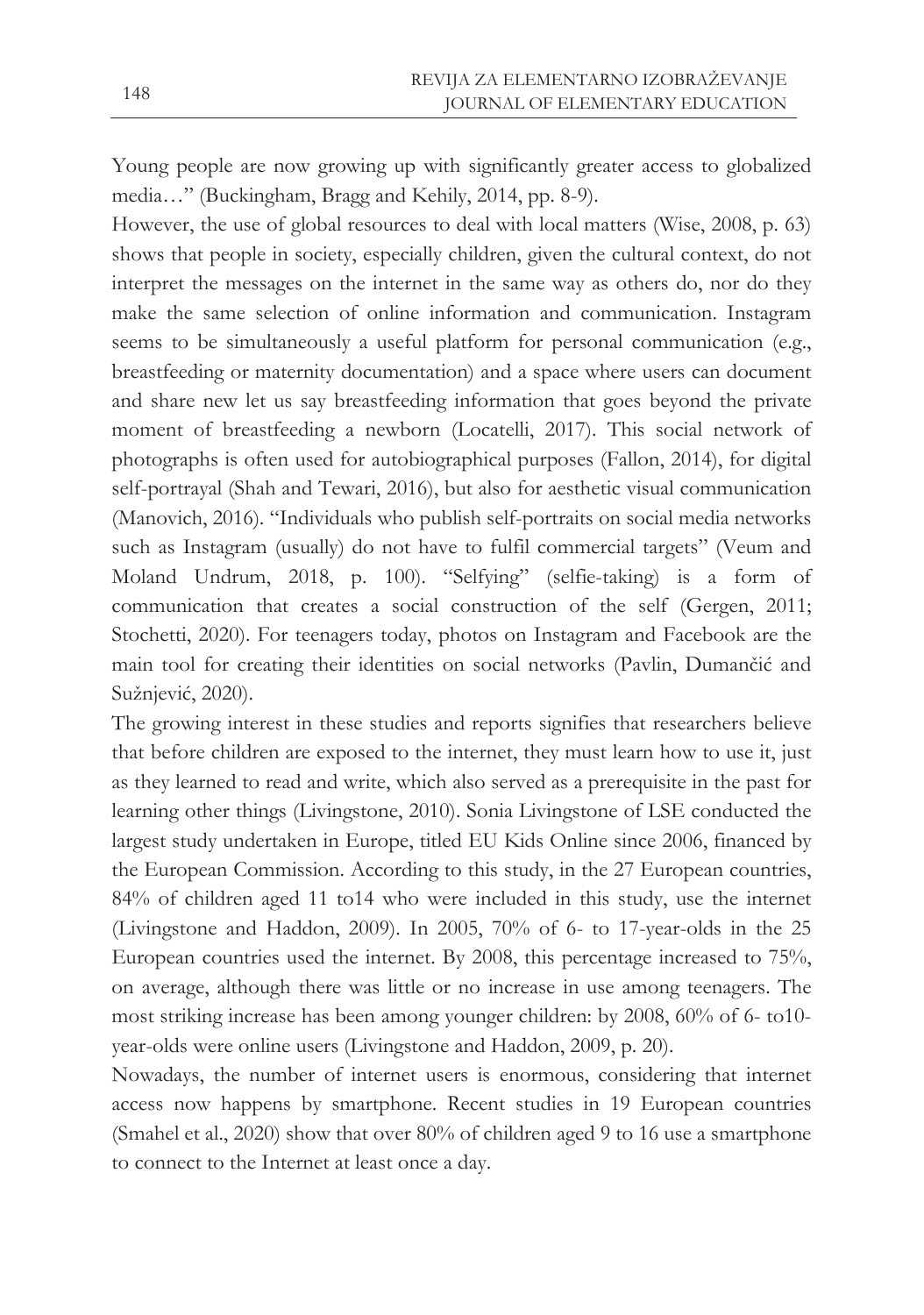Young people are now growing up with significantly greater access to globalized media…" (Buckingham, Bragg and Kehily, 2014, pp. 8-9).

However, the use of global resources to deal with local matters (Wise, 2008, p. 63) shows that people in society, especially children, given the cultural context, do not interpret the messages on the internet in the same way as others do, nor do they make the same selection of online information and communication. Instagram seems to be simultaneously a useful platform for personal communication (e.g., breastfeeding or maternity documentation) and a space where users can document and share new let us say breastfeeding information that goes beyond the private moment of breastfeeding a newborn (Locatelli, 2017). This social network of photographs is often used for autobiographical purposes (Fallon, 2014), for digital self-portrayal (Shah and Tewari, 2016), but also for aesthetic visual communication (Manovich, 2016). "Individuals who publish self-portraits on social media networks such as Instagram (usually) do not have to fulfil commercial targets" (Veum and Moland Undrum, 2018, p. 100). "Selfying" (selfie-taking) is a form of communication that creates a social construction of the self (Gergen, 2011; Stochetti, 2020). For teenagers today, photos on Instagram and Facebook are the main tool for creating their identities on social networks (Pavlin, Dumančić and Sužnjević, 2020).

The growing interest in these studies and reports signifies that researchers believe that before children are exposed to the internet, they must learn how to use it, just as they learned to read and write, which also served as a prerequisite in the past for learning other things (Livingstone, 2010). Sonia Livingstone of LSE conducted the largest study undertaken in Europe, titled EU Kids Online since 2006, financed by the European Commission. According to this study, in the 27 European countries, 84% of children aged 11 to14 who were included in this study, use the internet (Livingstone and Haddon, 2009). In 2005, 70% of 6- to 17-year-olds in the 25 European countries used the internet. By 2008, this percentage increased to 75%, on average, although there was little or no increase in use among teenagers. The most striking increase has been among younger children: by 2008, 60% of 6- to10-year-olds were online users (Livingstone and Haddon, 2009, p. 20).

Nowadays, the number of internet users is enormous, considering that internet access now happens by smartphone. Recent studies in 19 European countries (Smahel et al., 2020) show that over 80% of children aged 9 to 16 use a smartphone to connect to the Internet at least once a day.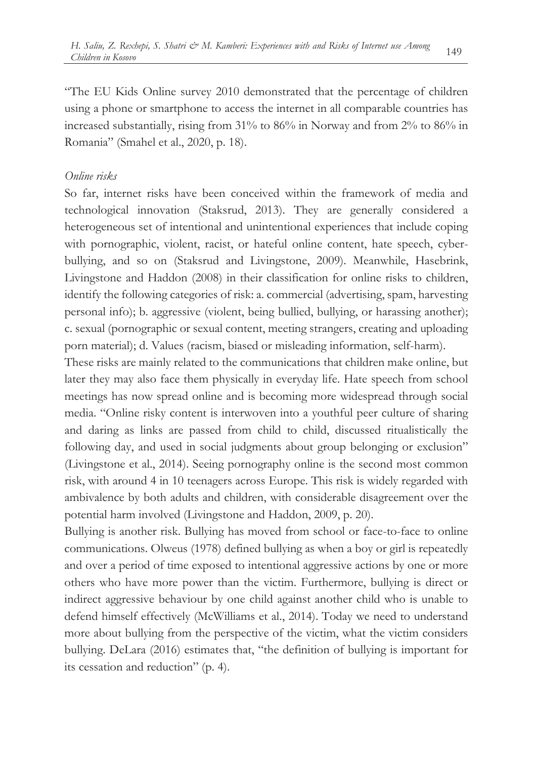"The EU Kids Online survey 2010 demonstrated that the percentage of children using a phone or smartphone to access the internet in all comparable countries has increased substantially, rising from 31% to 86% in Norway and from 2% to 86% in Romania" (Smahel et al., 2020, p. 18).

*Online risks*

So far, internet risks have been conceived within the framework of media and technological innovation (Staksrud, 2013). They are generally considered a heterogeneous set of intentional and unintentional experiences that include coping with pornographic, violent, racist, or hateful online content, hate speech, cyber-bullying, and so on (Staksrud and Livingstone, 2009). Meanwhile, Hasebrink, Livingstone and Haddon (2008) in their classification for online risks to children, identify the following categories of risk: a. commercial (advertising, spam, harvesting personal info); b. aggressive (violent, being bullied, bullying, or harassing another); c. sexual (pornographic or sexual content, meeting strangers, creating and uploading porn material); d. Values (racism, biased or misleading information, self-harm).

These risks are mainly related to the communications that children make online, but later they may also face them physically in everyday life. Hate speech from school meetings has now spread online and is becoming more widespread through social media. "Online risky content is interwoven into a youthful peer culture of sharing and daring as links are passed from child to child, discussed ritualistically the following day, and used in social judgments about group belonging or exclusion" (Livingstone et al., 2014). Seeing pornography online is the second most common risk, with around 4 in 10 teenagers across Europe. This risk is widely regarded with ambivalence by both adults and children, with considerable disagreement over the potential harm involved (Livingstone and Haddon, 2009, p. 20).

Bullying is another risk. Bullying has moved from school or face-to-face to online communications. Olweus (1978) defined bullying as when a boy or girl is repeatedly and over a period of time exposed to intentional aggressive actions by one or more others who have more power than the victim. Furthermore, bullying is direct or indirect aggressive behaviour by one child against another child who is unable to defend himself effectively (McWilliams et al., 2014). Today we need to understand more about bullying from the perspective of the victim, what the victim considers bullying. DeLara (2016) estimates that, "the definition of bullying is important for its cessation and reduction" (p. 4).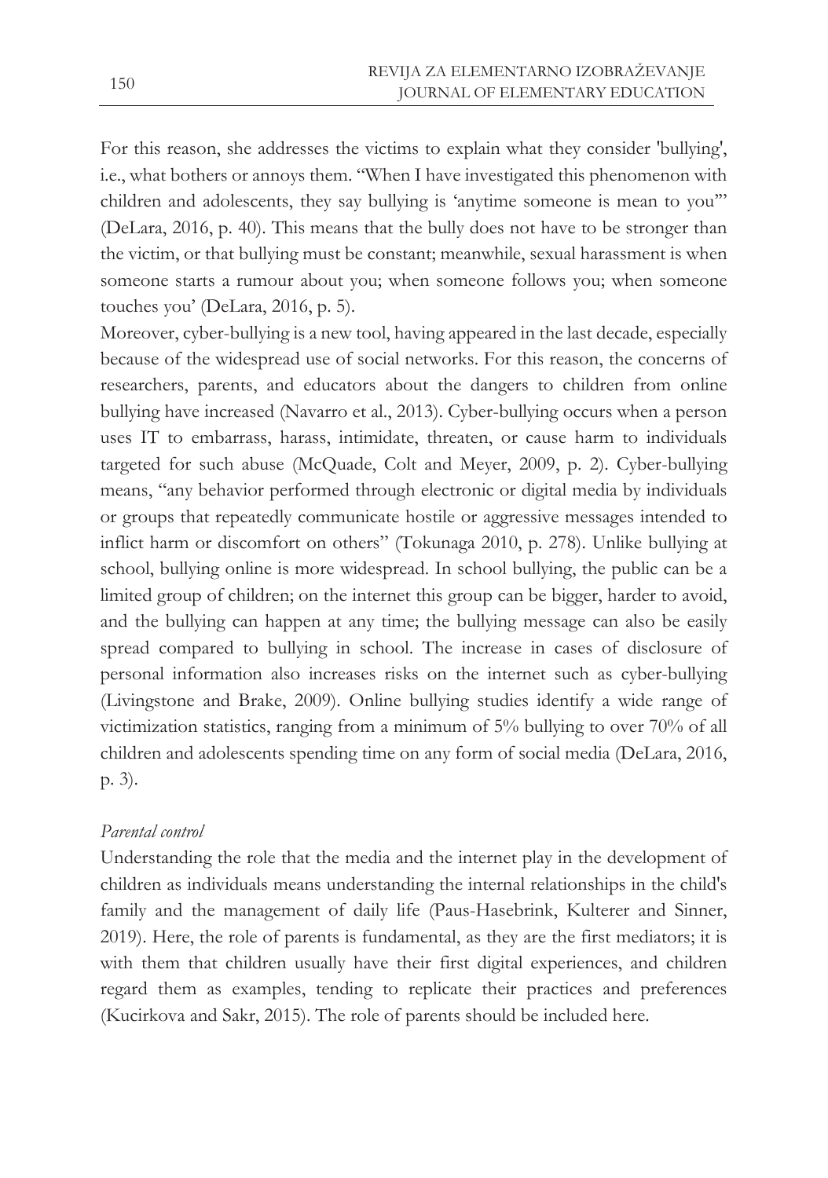For this reason, she addresses the victims to explain what they consider 'bullying', i.e., what bothers or annoys them. "When I have investigated this phenomenon with children and adolescents, they say bullying is 'anytime someone is mean to you'" (DeLara, 2016, p. 40). This means that the bully does not have to be stronger than the victim, or that bullying must be constant; meanwhile, sexual harassment is when someone starts a rumour about you; when someone follows you; when someone touches you' (DeLara, 2016, p. 5).

Moreover, cyber-bullying is a new tool, having appeared in the last decade, especially because of the widespread use of social networks. For this reason, the concerns of researchers, parents, and educators about the dangers to children from online bullying have increased (Navarro et al., 2013). Cyber-bullying occurs when a person uses IT to embarrass, harass, intimidate, threaten, or cause harm to individuals targeted for such abuse (McQuade, Colt and Meyer, 2009, p. 2). Cyber-bullying means, "any behavior performed through electronic or digital media by individuals or groups that repeatedly communicate hostile or aggressive messages intended to inflict harm or discomfort on others" (Tokunaga 2010, p. 278). Unlike bullying at school, bullying online is more widespread. In school bullying, the public can be a limited group of children; on the internet this group can be bigger, harder to avoid, and the bullying can happen at any time; the bullying message can also be easily spread compared to bullying in school. The increase in cases of disclosure of personal information also increases risks on the internet such as cyber-bullying (Livingstone and Brake, 2009). Online bullying studies identify a wide range of victimization statistics, ranging from a minimum of 5% bullying to over 70% of all children and adolescents spending time on any form of social media (DeLara, 2016, p. 3).

*Parental control*

Understanding the role that the media and the internet play in the development of children as individuals means understanding the internal relationships in the child's family and the management of daily life (Paus-Hasebrink, Kulterer and Sinner, 2019). Here, the role of parents is fundamental, as they are the first mediators; it is with them that children usually have their first digital experiences, and children regard them as examples, tending to replicate their practices and preferences (Kucirkova and Sakr, 2015). The role of parents should be included here.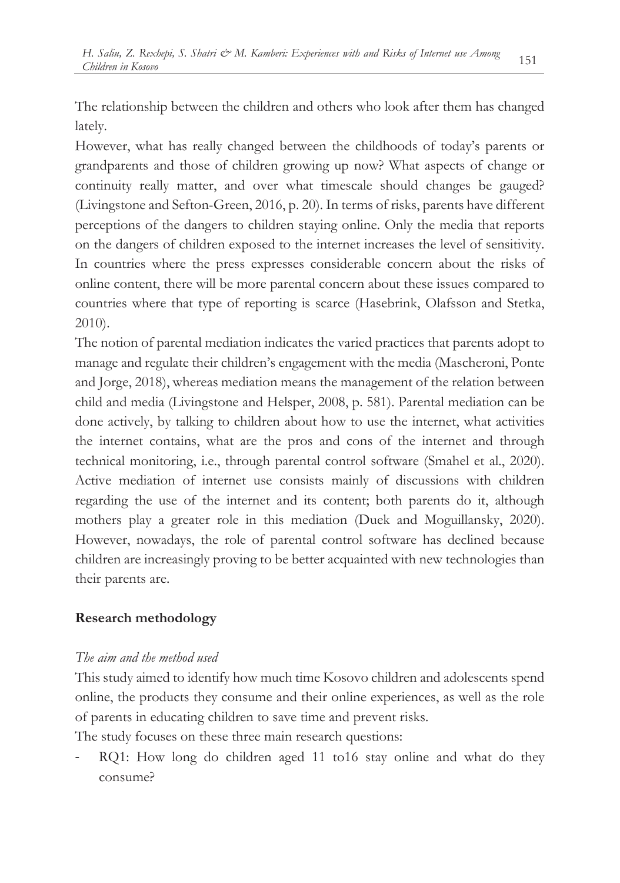The relationship between the children and others who look after them has changed lately.

However, what has really changed between the childhoods of today's parents or grandparents and those of children growing up now? What aspects of change or continuity really matter, and over what timescale should changes be gauged? (Livingstone and Sefton-Green, 2016, p. 20). In terms of risks, parents have different perceptions of the dangers to children staying online. Only the media that reports on the dangers of children exposed to the internet increases the level of sensitivity. In countries where the press expresses considerable concern about the risks of online content, there will be more parental concern about these issues compared to countries where that type of reporting is scarce (Hasebrink, Olafsson and Stetka, 2010).

The notion of parental mediation indicates the varied practices that parents adopt to manage and regulate their children's engagement with the media (Mascheroni, Ponte and Jorge, 2018), whereas mediation means the management of the relation between child and media (Livingstone and Helsper, 2008, p. 581). Parental mediation can be done actively, by talking to children about how to use the internet, what activities the internet contains, what are the pros and cons of the internet and through technical monitoring, i.e., through parental control software (Smahel et al., 2020). Active mediation of internet use consists mainly of discussions with children regarding the use of the internet and its content; both parents do it, although mothers play a greater role in this mediation (Duek and Moguillansky, 2020). However, nowadays, the role of parental control software has declined because children are increasingly proving to be better acquainted with new technologies than their parents are.

## Research methodology

*The aim and the method used*

This study aimed to identify how much time Kosovo children and adolescents spend online, the products they consume and their online experiences, as well as the role of parents in educating children to save time and prevent risks.

The study focuses on these three main research questions:

- RQ1: How long do children aged 11 to16 stay online and what do they consume?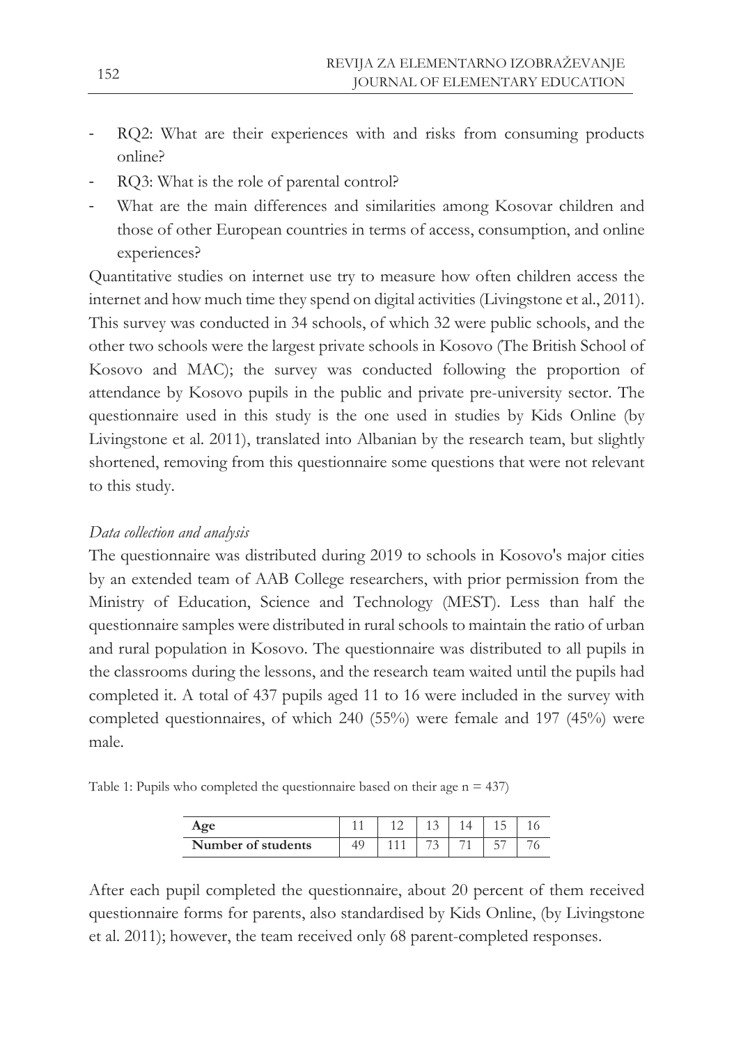- RQ2: What are their experiences with and risks from consuming products online?
- RQ3: What is the role of parental control?
- What are the main differences and similarities among Kosovar children and those of other European countries in terms of access, consumption, and online experiences?

Quantitative studies on internet use try to measure how often children access the internet and how much time they spend on digital activities (Livingstone et al., 2011). This survey was conducted in 34 schools, of which 32 were public schools, and the other two schools were the largest private schools in Kosovo (The British School of Kosovo and MAC); the survey was conducted following the proportion of attendance by Kosovo pupils in the public and private pre-university sector. The questionnaire used in this study is the one used in studies by Kids Online (by Livingstone et al. 2011), translated into Albanian by the research team, but slightly shortened, removing from this questionnaire some questions that were not relevant to this study.

*Data collection and analysis*

The questionnaire was distributed during 2019 to schools in Kosovo's major cities by an extended team of AAB College researchers, with prior permission from the Ministry of Education, Science and Technology (MEST). Less than half the questionnaire samples were distributed in rural schools to maintain the ratio of urban and rural population in Kosovo. The questionnaire was distributed to all pupils in the classrooms during the lessons, and the research team waited until the pupils had completed it. A total of 437 pupils aged 11 to 16 were included in the survey with completed questionnaires, of which 240 (55%) were female and 197 (45%) were male.

Table 1: Pupils who completed the questionnaire based on their age n = 437)

| Age | 11 | 12 | 13 | 14 | 15 | 16 |
|---|---|---|---|---|---|---|
| **Number of students** | 49 | 111 | 73 | 71 | 57 | 76 |

After each pupil completed the questionnaire, about 20 percent of them received questionnaire forms for parents, also standardised by Kids Online, (by Livingstone et al. 2011); however, the team received only 68 parent-completed responses.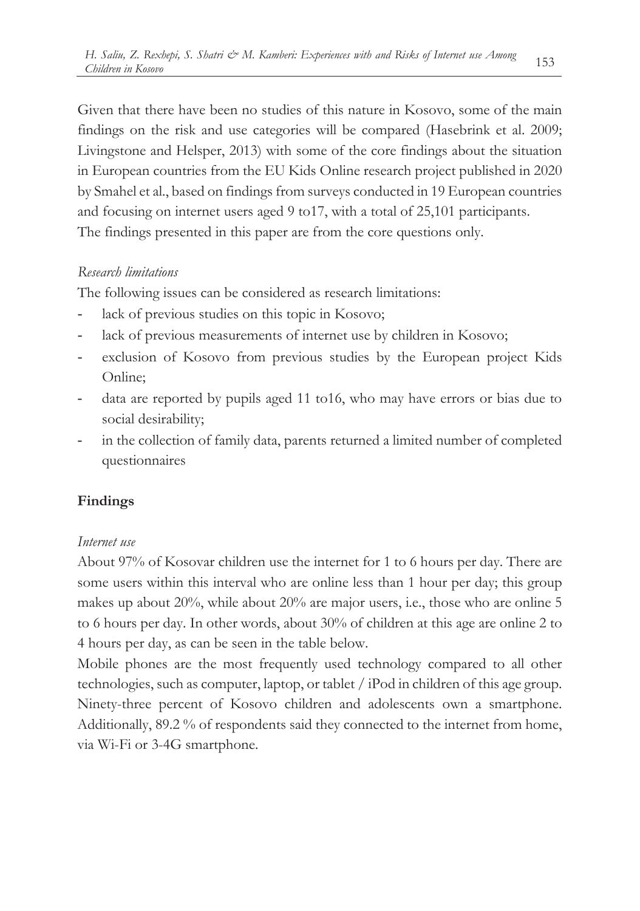Given that there have been no studies of this nature in Kosovo, some of the main findings on the risk and use categories will be compared (Hasebrink et al. 2009; Livingstone and Helsper, 2013) with some of the core findings about the situation in European countries from the EU Kids Online research project published in 2020 by Smahel et al., based on findings from surveys conducted in 19 European countries and focusing on internet users aged 9 to17, with a total of 25,101 participants. The findings presented in this paper are from the core questions only.

*Research limitations*

The following issues can be considered as research limitations:

- lack of previous studies on this topic in Kosovo;
- lack of previous measurements of internet use by children in Kosovo;
- exclusion of Kosovo from previous studies by the European project Kids Online;
- data are reported by pupils aged 11 to16, who may have errors or bias due to social desirability;
- in the collection of family data, parents returned a limited number of completed questionnaires

## Findings

*Internet use*

About 97% of Kosovar children use the internet for 1 to 6 hours per day. There are some users within this interval who are online less than 1 hour per day; this group makes up about 20%, while about 20% are major users, i.e., those who are online 5 to 6 hours per day. In other words, about 30% of children at this age are online 2 to 4 hours per day, as can be seen in the table below.

Mobile phones are the most frequently used technology compared to all other technologies, such as computer, laptop, or tablet / iPod in children of this age group. Ninety-three percent of Kosovo children and adolescents own a smartphone. Additionally, 89.2 % of respondents said they connected to the internet from home, via Wi-Fi or 3-4G smartphone.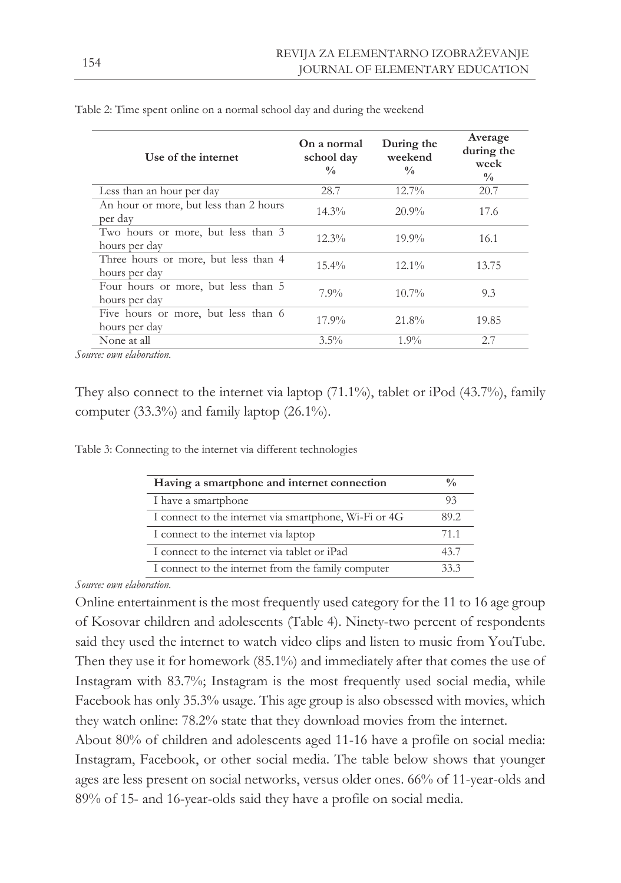Table 2: Time spent online on a normal school day and during the weekend

| Use of the internet | On a normal school day % | During the weekend % | Average during the week % |
|---|---|---|---|
| Less than an hour per day | 28.7 | 12.7% | 20.7 |
| An hour or more, but less than 2 hours per day | 14.3% | 20.9% | 17.6 |
| Two hours or more, but less than 3 hours per day | 12.3% | 19.9% | 16.1 |
| Three hours or more, but less than 4 hours per day | 15.4% | 12.1% | 13.75 |
| Four hours or more, but less than 5 hours per day | 7.9% | 10.7% | 9.3 |
| Five hours or more, but less than 6 hours per day | 17.9% | 21.8% | 19.85 |
| None at all | 3.5% | 1.9% | 2.7 |

*Source: own elaboration.*

They also connect to the internet via laptop (71.1%), tablet or iPod (43.7%), family computer (33.3%) and family laptop (26.1%).

Table 3: Connecting to the internet via different technologies

| Having a smartphone and internet connection | % |
|---|---|
| I have a smartphone | 93 |
| I connect to the internet via smartphone, Wi-Fi or 4G | 89.2 |
| I connect to the internet via laptop | 71.1 |
| I connect to the internet via tablet or iPad | 43.7 |
| I connect to the internet from the family computer | 33.3 |

*Source: own elaboration.*

Online entertainment is the most frequently used category for the 11 to 16 age group of Kosovar children and adolescents (Table 4). Ninety-two percent of respondents said they used the internet to watch video clips and listen to music from YouTube. Then they use it for homework (85.1%) and immediately after that comes the use of Instagram with 83.7%; Instagram is the most frequently used social media, while Facebook has only 35.3% usage. This age group is also obsessed with movies, which they watch online: 78.2% state that they download movies from the internet.

About 80% of children and adolescents aged 11-16 have a profile on social media: Instagram, Facebook, or other social media. The table below shows that younger ages are less present on social networks, versus older ones. 66% of 11-year-olds and 89% of 15- and 16-year-olds said they have a profile on social media.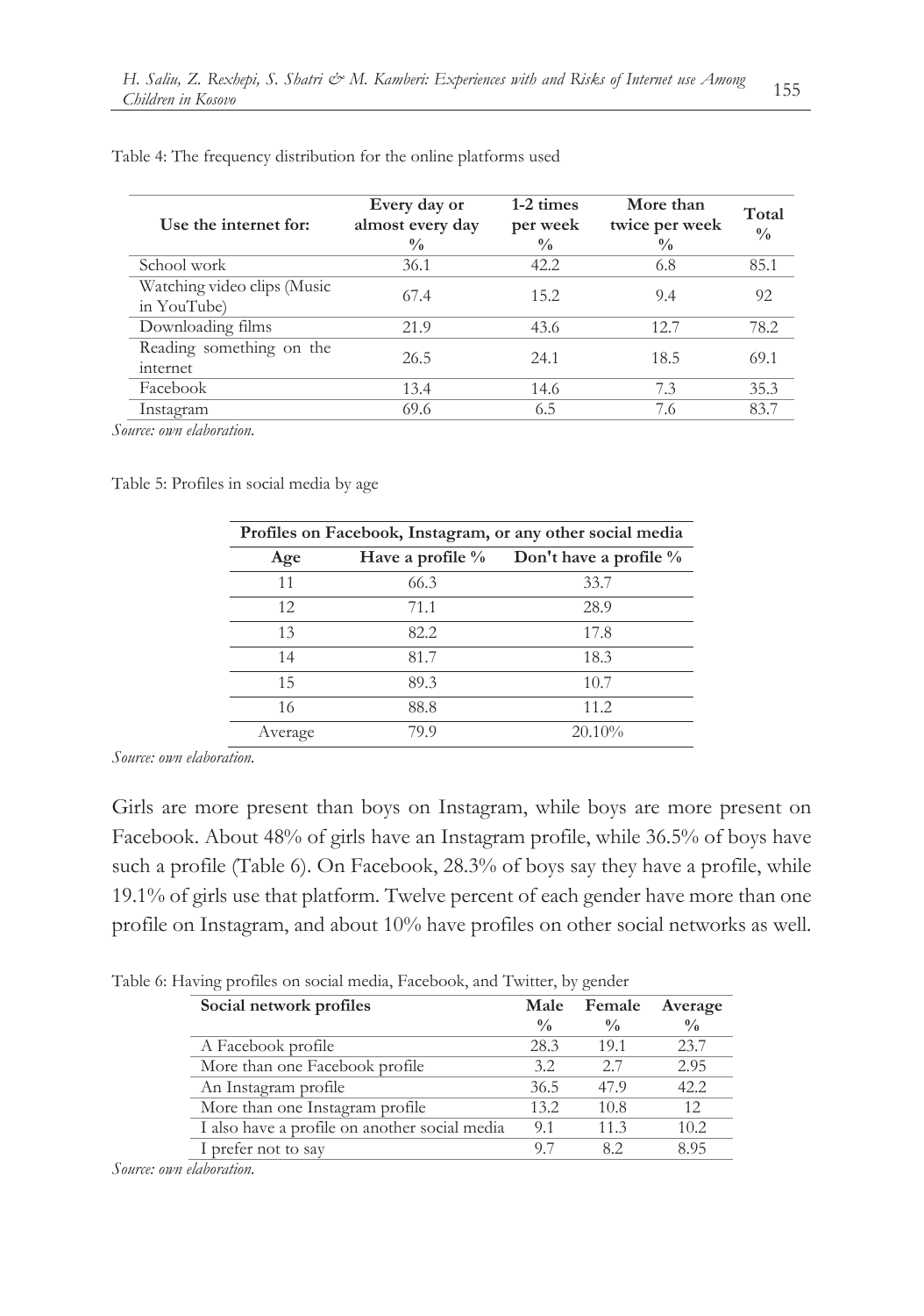Table 4: The frequency distribution for the online platforms used

| Use the internet for: | Every day or almost every day % | 1-2 times per week % | More than twice per week % | Total % |
|---|---|---|---|---|
| School work | 36.1 | 42.2 | 6.8 | 85.1 |
| Watching video clips (Music in YouTube) | 67.4 | 15.2 | 9.4 | 92 |
| Downloading films | 21.9 | 43.6 | 12.7 | 78.2 |
| Reading something on the internet | 26.5 | 24.1 | 18.5 | 69.1 |
| Facebook | 13.4 | 14.6 | 7.3 | 35.3 |
| Instagram | 69.6 | 6.5 | 7.6 | 83.7 |

*Source: own elaboration.*

Table 5: Profiles in social media by age

| Profiles on Facebook, Instagram, or any other social media | | |
|---|---|---|
| **Age** | **Have a profile %** | **Don't have a profile %** |
| 11 | 66.3 | 33.7 |
| 12 | 71.1 | 28.9 |
| 13 | 82.2 | 17.8 |
| 14 | 81.7 | 18.3 |
| 15 | 89.3 | 10.7 |
| 16 | 88.8 | 11.2 |
| Average | 79.9 | 20.10% |

*Source: own elaboration.*

Girls are more present than boys on Instagram, while boys are more present on Facebook. About 48% of girls have an Instagram profile, while 36.5% of boys have such a profile (Table 6). On Facebook, 28.3% of boys say they have a profile, while 19.1% of girls use that platform. Twelve percent of each gender have more than one profile on Instagram, and about 10% have profiles on other social networks as well.

Table 6: Having profiles on social media, Facebook, and Twitter, by gender

| Social network profiles | Male % | Female % | Average % |
|---|---|---|---|
| A Facebook profile | 28.3 | 19.1 | 23.7 |
| More than one Facebook profile | 3.2 | 2.7 | 2.95 |
| An Instagram profile | 36.5 | 47.9 | 42.2 |
| More than one Instagram profile | 13.2 | 10.8 | 12 |
| I also have a profile on another social media | 9.1 | 11.3 | 10.2 |
| I prefer not to say | 9.7 | 8.2 | 8.95 |

*Source: own elaboration.*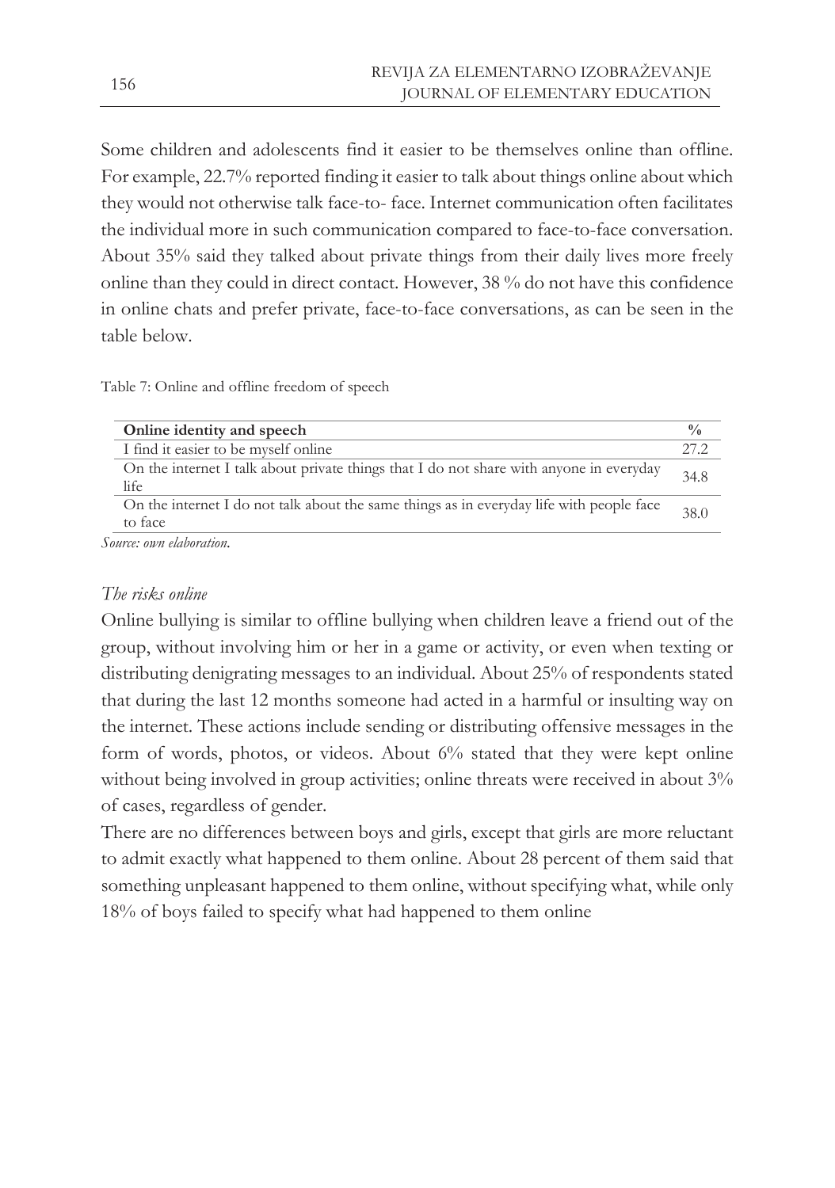Some children and adolescents find it easier to be themselves online than offline. For example, 22.7% reported finding it easier to talk about things online about which they would not otherwise talk face-to- face. Internet communication often facilitates the individual more in such communication compared to face-to-face conversation. About 35% said they talked about private things from their daily lives more freely online than they could in direct contact. However, 38 % do not have this confidence in online chats and prefer private, face-to-face conversations, as can be seen in the table below.

Table 7: Online and offline freedom of speech

| Online identity and speech | % |
|---|---|
| I find it easier to be myself online | 27.2 |
| On the internet I talk about private things that I do not share with anyone in everyday life | 34.8 |
| On the internet I do not talk about the same things as in everyday life with people face to face | 38.0 |

*Source: own elaboration.*

*The risks online*

Online bullying is similar to offline bullying when children leave a friend out of the group, without involving him or her in a game or activity, or even when texting or distributing denigrating messages to an individual. About 25% of respondents stated that during the last 12 months someone had acted in a harmful or insulting way on the internet. These actions include sending or distributing offensive messages in the form of words, photos, or videos. About 6% stated that they were kept online without being involved in group activities; online threats were received in about 3% of cases, regardless of gender.

There are no differences between boys and girls, except that girls are more reluctant to admit exactly what happened to them online. About 28 percent of them said that something unpleasant happened to them online, without specifying what, while only 18% of boys failed to specify what had happened to them online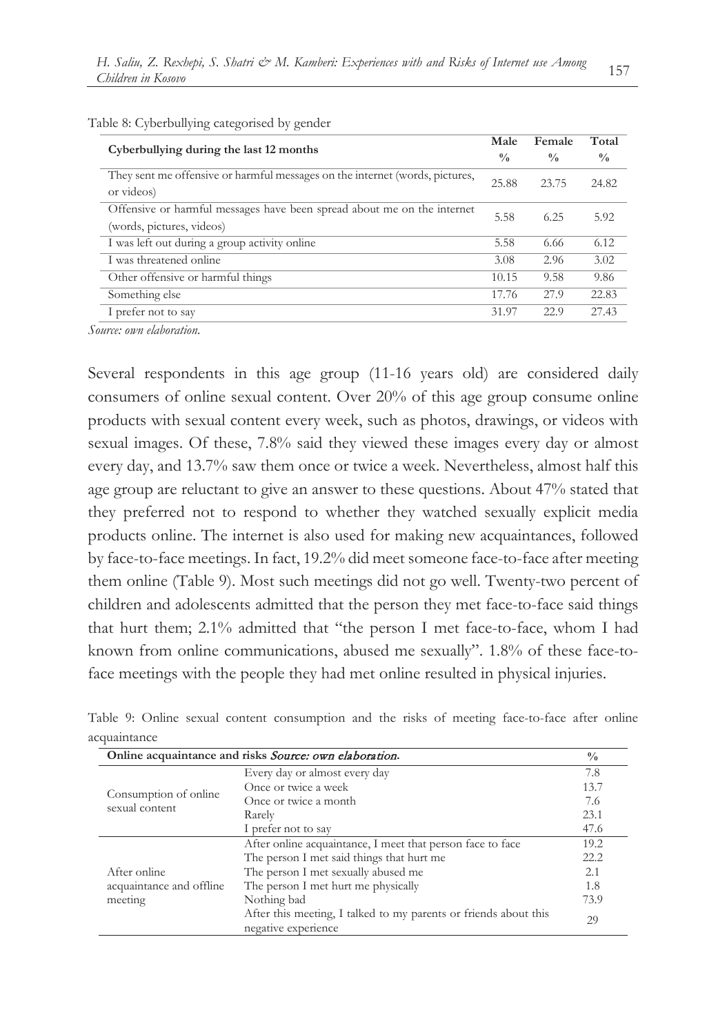Table 8: Cyberbullying categorised by gender

| Cyberbullying during the last 12 months | Male % | Female % | Total % |
|---|---|---|---|
| They sent me offensive or harmful messages on the internet (words, pictures, or videos) | 25.88 | 23.75 | 24.82 |
| Offensive or harmful messages have been spread about me on the internet (words, pictures, videos) | 5.58 | 6.25 | 5.92 |
| I was left out during a group activity online | 5.58 | 6.66 | 6.12 |
| I was threatened online | 3.08 | 2.96 | 3.02 |
| Other offensive or harmful things | 10.15 | 9.58 | 9.86 |
| Something else | 17.76 | 27.9 | 22.83 |
| I prefer not to say | 31.97 | 22.9 | 27.43 |

*Source: own elaboration.*

Several respondents in this age group (11-16 years old) are considered daily consumers of online sexual content. Over 20% of this age group consume online products with sexual content every week, such as photos, drawings, or videos with sexual images. Of these, 7.8% said they viewed these images every day or almost every day, and 13.7% saw them once or twice a week. Nevertheless, almost half this age group are reluctant to give an answer to these questions. About 47% stated that they preferred not to respond to whether they watched sexually explicit media products online. The internet is also used for making new acquaintances, followed by face-to-face meetings. In fact, 19.2% did meet someone face-to-face after meeting them online (Table 9). Most such meetings did not go well. Twenty-two percent of children and adolescents admitted that the person they met face-to-face said things that hurt them; 2.1% admitted that "the person I met face-to-face, whom I had known from online communications, abused me sexually". 1.8% of these face-to-face meetings with the people they had met online resulted in physical injuries.

Table 9: Online sexual content consumption and the risks of meeting face-to-face after online acquaintance

| Online acquaintance and risks *Source: own elaboration.* | | % |
|---|---|---|
| Consumption of online sexual content | Every day or almost every day | 7.8 |
| | Once or twice a week | 13.7 |
| | Once or twice a month | 7.6 |
| | Rarely | 23.1 |
| | I prefer not to say | 47.6 |
| After online acquaintance and offline meeting | After online acquaintance, I meet that person face to face | 19.2 |
| | The person I met said things that hurt me | 22.2 |
| | The person I met sexually abused me | 2.1 |
| | The person I met hurt me physically | 1.8 |
| | Nothing bad | 73.9 |
| | After this meeting, I talked to my parents or friends about this negative experience | 29 |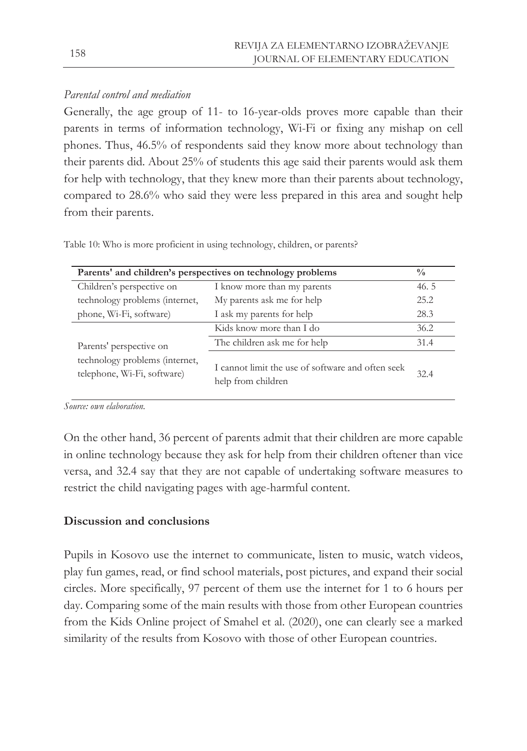*Parental control and mediation*

Generally, the age group of 11- to 16-year-olds proves more capable than their parents in terms of information technology, Wi-Fi or fixing any mishap on cell phones. Thus, 46.5% of respondents said they know more about technology than their parents did. About 25% of students this age said their parents would ask them for help with technology, that they knew more than their parents about technology, compared to 28.6% who said they were less prepared in this area and sought help from their parents.

Table 10: Who is more proficient in using technology, children, or parents?

| **Parents' and children's perspectives on technology problems** | | **%** |
|---|---|---|
| Children's perspective on technology problems (internet, phone, Wi-Fi, software) | I know more than my parents | 46. 5 |
| | My parents ask me for help | 25.2 |
| | I ask my parents for help | 28.3 |
| Parents' perspective on technology problems (internet, telephone, Wi-Fi, software) | Kids know more than I do | 36.2 |
| | The children ask me for help | 31.4 |
| | I cannot limit the use of software and often seek help from children | 32.4 |

*Source: own elaboration.*

On the other hand, 36 percent of parents admit that their children are more capable in online technology because they ask for help from their children oftener than vice versa, and 32.4 say that they are not capable of undertaking software measures to restrict the child navigating pages with age-harmful content.

## Discussion and conclusions

Pupils in Kosovo use the internet to communicate, listen to music, watch videos, play fun games, read, or find school materials, post pictures, and expand their social circles. More specifically, 97 percent of them use the internet for 1 to 6 hours per day. Comparing some of the main results with those from other European countries from the Kids Online project of Smahel et al. (2020), one can clearly see a marked similarity of the results from Kosovo with those of other European countries.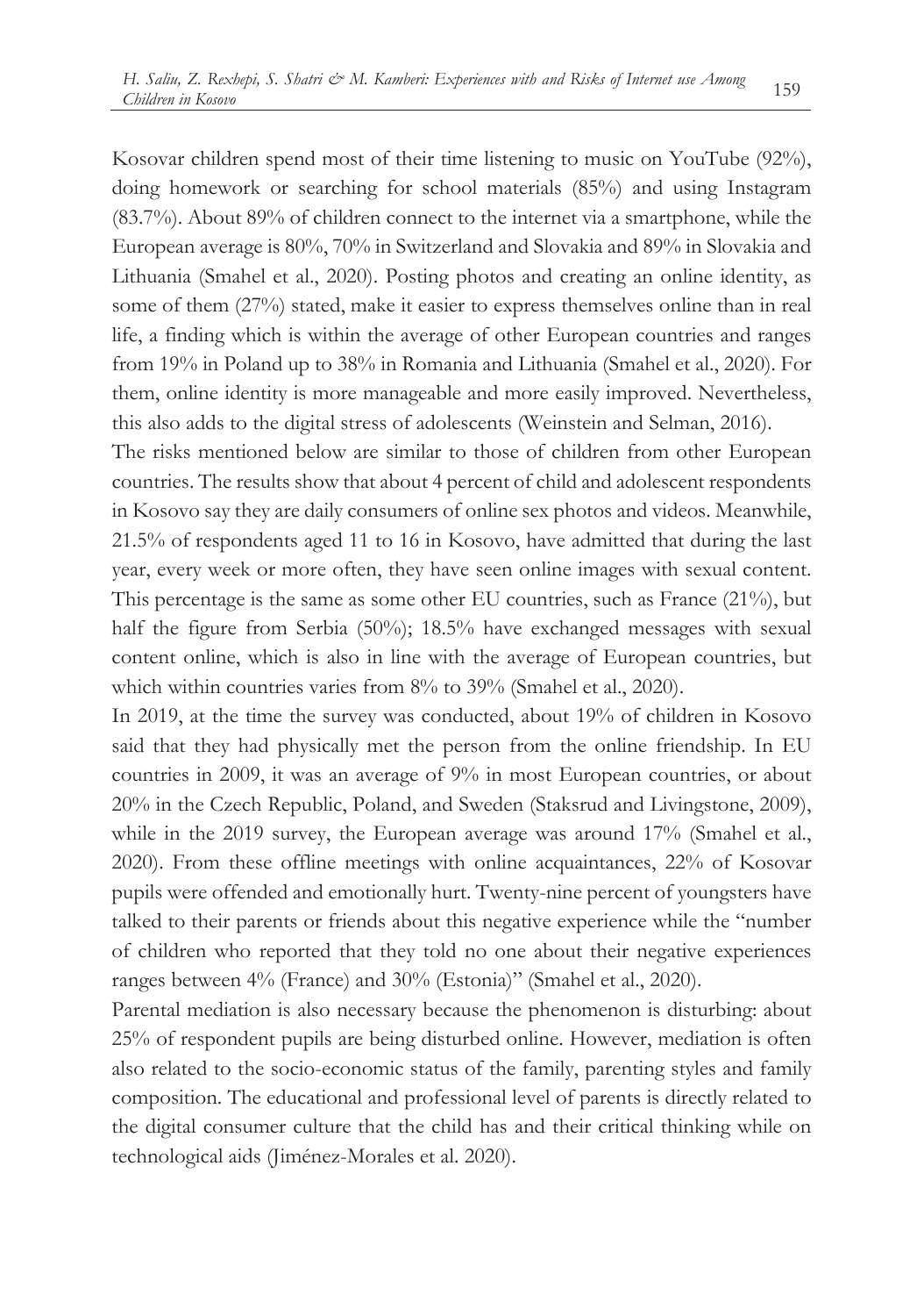Kosovar children spend most of their time listening to music on YouTube (92%), doing homework or searching for school materials (85%) and using Instagram (83.7%). About 89% of children connect to the internet via a smartphone, while the European average is 80%, 70% in Switzerland and Slovakia and 89% in Slovakia and Lithuania (Smahel et al., 2020). Posting photos and creating an online identity, as some of them (27%) stated, make it easier to express themselves online than in real life, a finding which is within the average of other European countries and ranges from 19% in Poland up to 38% in Romania and Lithuania (Smahel et al., 2020). For them, online identity is more manageable and more easily improved. Nevertheless, this also adds to the digital stress of adolescents (Weinstein and Selman, 2016).

The risks mentioned below are similar to those of children from other European countries. The results show that about 4 percent of child and adolescent respondents in Kosovo say they are daily consumers of online sex photos and videos. Meanwhile, 21.5% of respondents aged 11 to 16 in Kosovo, have admitted that during the last year, every week or more often, they have seen online images with sexual content. This percentage is the same as some other EU countries, such as France (21%), but half the figure from Serbia (50%); 18.5% have exchanged messages with sexual content online, which is also in line with the average of European countries, but which within countries varies from 8% to 39% (Smahel et al., 2020).

In 2019, at the time the survey was conducted, about 19% of children in Kosovo said that they had physically met the person from the online friendship. In EU countries in 2009, it was an average of 9% in most European countries, or about 20% in the Czech Republic, Poland, and Sweden (Staksrud and Livingstone, 2009), while in the 2019 survey, the European average was around 17% (Smahel et al., 2020). From these offline meetings with online acquaintances, 22% of Kosovar pupils were offended and emotionally hurt. Twenty-nine percent of youngsters have talked to their parents or friends about this negative experience while the "number of children who reported that they told no one about their negative experiences ranges between 4% (France) and 30% (Estonia)" (Smahel et al., 2020).

Parental mediation is also necessary because the phenomenon is disturbing: about 25% of respondent pupils are being disturbed online. However, mediation is often also related to the socio-economic status of the family, parenting styles and family composition. The educational and professional level of parents is directly related to the digital consumer culture that the child has and their critical thinking while on technological aids (Jiménez-Morales et al. 2020).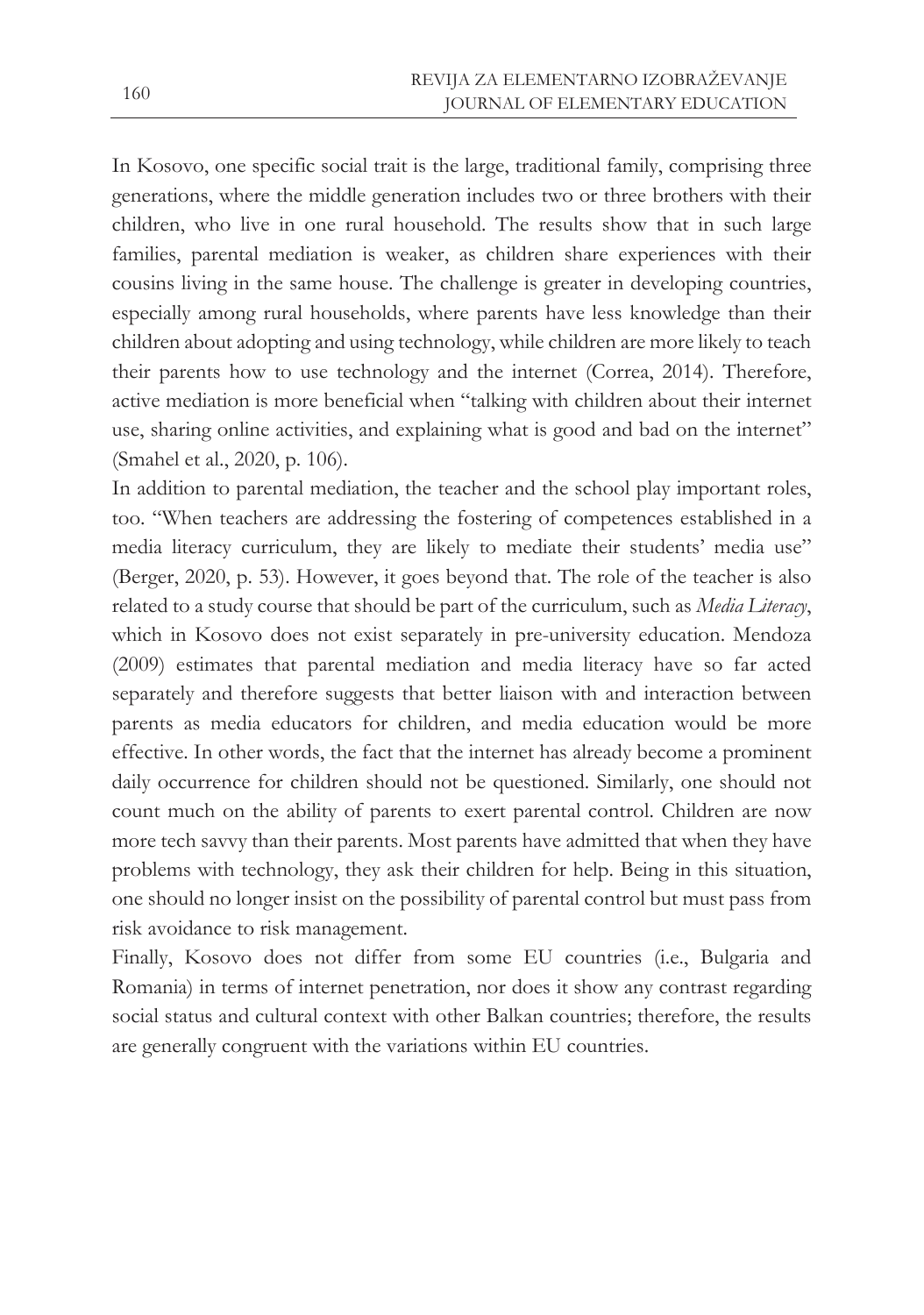In Kosovo, one specific social trait is the large, traditional family, comprising three generations, where the middle generation includes two or three brothers with their children, who live in one rural household. The results show that in such large families, parental mediation is weaker, as children share experiences with their cousins living in the same house. The challenge is greater in developing countries, especially among rural households, where parents have less knowledge than their children about adopting and using technology, while children are more likely to teach their parents how to use technology and the internet (Correa, 2014). Therefore, active mediation is more beneficial when "talking with children about their internet use, sharing online activities, and explaining what is good and bad on the internet" (Smahel et al., 2020, p. 106).

In addition to parental mediation, the teacher and the school play important roles, too. "When teachers are addressing the fostering of competences established in a media literacy curriculum, they are likely to mediate their students' media use" (Berger, 2020, p. 53). However, it goes beyond that. The role of the teacher is also related to a study course that should be part of the curriculum, such as *Media Literacy*, which in Kosovo does not exist separately in pre-university education. Mendoza (2009) estimates that parental mediation and media literacy have so far acted separately and therefore suggests that better liaison with and interaction between parents as media educators for children, and media education would be more effective. In other words, the fact that the internet has already become a prominent daily occurrence for children should not be questioned. Similarly, one should not count much on the ability of parents to exert parental control. Children are now more tech savvy than their parents. Most parents have admitted that when they have problems with technology, they ask their children for help. Being in this situation, one should no longer insist on the possibility of parental control but must pass from risk avoidance to risk management.

Finally, Kosovo does not differ from some EU countries (i.e., Bulgaria and Romania) in terms of internet penetration, nor does it show any contrast regarding social status and cultural context with other Balkan countries; therefore, the results are generally congruent with the variations within EU countries.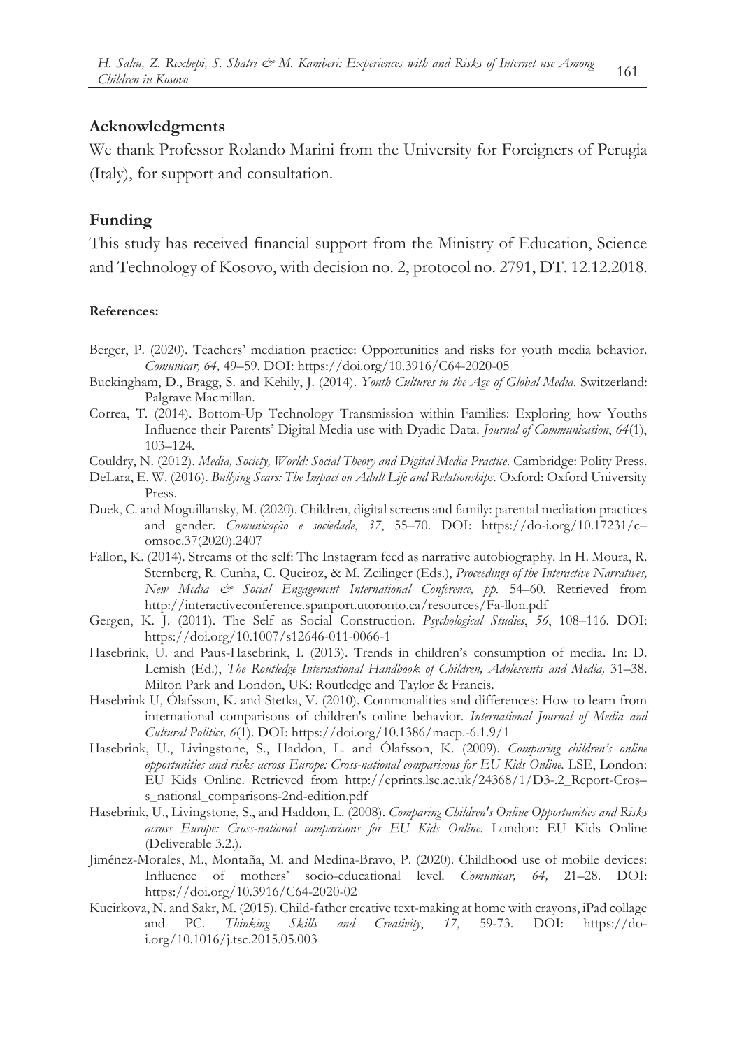## Acknowledgments

We thank Professor Rolando Marini from the University for Foreigners of Perugia (Italy), for support and consultation.

## Funding

This study has received financial support from the Ministry of Education, Science and Technology of Kosovo, with decision no. 2, protocol no. 2791, DT. 12.12.2018.

**References:**

Berger, P. (2020). Teachers' mediation practice: Opportunities and risks for youth media behavior. *Comunicar, 64,* 49–59. DOI: https://doi.org/10.3916/C64-2020-05

Buckingham, D., Bragg, S. and Kehily, J. (2014). *Youth Cultures in the Age of Global Media*. Switzerland: Palgrave Macmillan.

Correa, T. (2014). Bottom-Up Technology Transmission within Families: Exploring how Youths Influence their Parents' Digital Media use with Dyadic Data. *Journal of Communication*, *64*(1), 103–124.

Couldry, N. (2012). *Media, Society, World: Social Theory and Digital Media Practice*. Cambridge: Polity Press.

DeLara, E. W. (2016). *Bullying Scars: The Impact on Adult Life and Relationships*. Oxford: Oxford University Press.

Duek, C. and Moguillansky, M. (2020). Children, digital screens and family: parental mediation practices and gender. *Comunicação e sociedade*, *37*, 55–70. DOI: https://do-i.org/10.17231/c–omsoc.37(2020).2407

Fallon, K. (2014). Streams of the self: The Instagram feed as narrative autobiography. In H. Moura, R. Sternberg, R. Cunha, C. Queiroz, & M. Zeilinger (Eds.), *Proceedings of the Interactive Narratives, New Media & Social Engagement International Conference, pp.* 54–60. Retrieved from http://interactiveconference.spanport.utoronto.ca/resources/Fa-llon.pdf

Gergen, K. J. (2011). The Self as Social Construction. *Psychological Studies*, *56*, 108–116. DOI: https://doi.org/10.1007/s12646-011-0066-1

Hasebrink, U. and Paus-Hasebrink, I. (2013). Trends in children's consumption of media. In: D. Lemish (Ed.), *The Routledge International Handbook of Children, Adolescents and Media,* 31–38. Milton Park and London, UK: Routledge and Taylor & Francis.

Hasebrink U, Ólafsson, K. and Stetka, V. (2010). Commonalities and differences: How to learn from international comparisons of children's online behavior. *International Journal of Media and Cultural Politics, 6*(1). DOI: https://doi.org/10.1386/macp.-6.1.9/1

Hasebrink, U., Livingstone, S., Haddon, L. and Ólafsson, K. (2009). *Comparing children's online opportunities and risks across Europe: Cross-national comparisons for EU Kids Online.* LSE, London: EU Kids Online. Retrieved from http://eprints.lse.ac.uk/24368/1/D3-.2_Report-Cros–s_national_comparisons-2nd-edition.pdf

Hasebrink, U., Livingstone, S., and Haddon, L. (2008). *Comparing Children's Online Opportunities and Risks across Europe: Cross-national comparisons for EU Kids Online*. London: EU Kids Online (Deliverable 3.2.).

Jiménez-Morales, M., Montaña, M. and Medina-Bravo, P. (2020). Childhood use of mobile devices: Influence of mothers' socio-educational level. *Comunicar, 64,* 21–28. DOI: https://doi.org/10.3916/C64-2020-02

Kucirkova, N. and Sakr, M. (2015). Child-father creative text-making at home with crayons, iPad collage and PC. *Thinking Skills and Creativity*, *17*, 59-73. DOI: https://do-i.org/10.1016/j.tsc.2015.05.003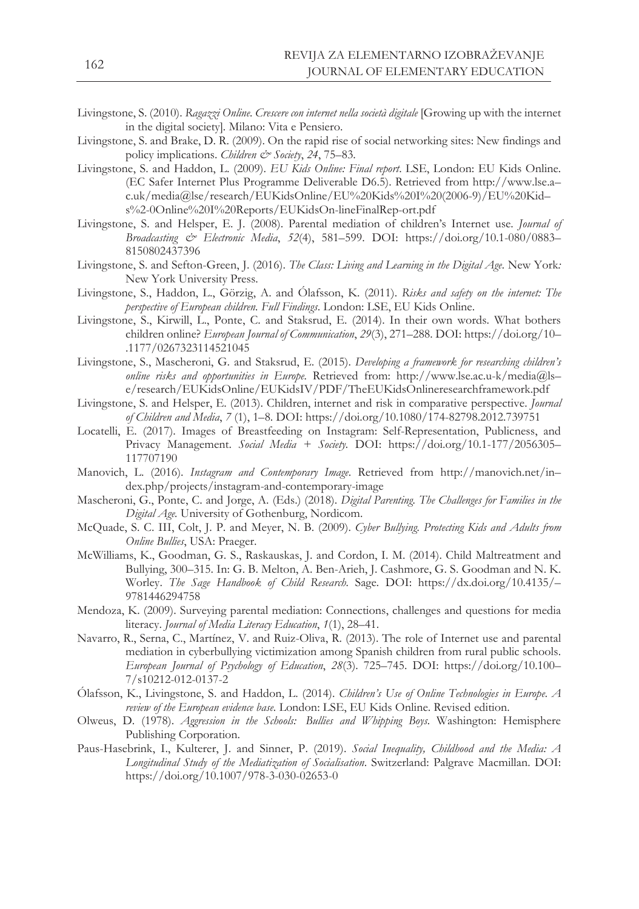Livingstone, S. (2010). *Ragazzi Online. Crescere con internet nella società digitale* [Growing up with the internet in the digital society]. Milano: Vita e Pensiero.

Livingstone, S. and Brake, D. R. (2009). On the rapid rise of social networking sites: New findings and policy implications. *Children & Society*, *24*, 75–83.

Livingstone, S. and Haddon, L. (2009). *EU Kids Online: Final report*. LSE, London: EU Kids Online. (EC Safer Internet Plus Programme Deliverable D6.5). Retrieved from http://www.lse.a–c.uk/media@lse/research/EUKidsOnline/EU%20Kids%20I%20(2006-9)/EU%20Kid–s%2-0Online%20I%20Reports/EUKidsOn-lineFinalRep-ort.pdf

Livingstone, S. and Helsper, E. J. (2008). Parental mediation of children's Internet use. *Journal of Broadcasting & Electronic Media*, *52*(4), 581–599. DOI: https://doi.org/10.1-080/0883–8150802437396

Livingstone, S. and Sefton-Green, J. (2016). *The Class: Living and Learning in the Digital Age*. New York*:* New York University Press.

Livingstone, S., Haddon, L., Görzig, A. and Ólafsson, K. (2011). *Risks and safety on the internet: The perspective of European children. Full Findings*. London: LSE, EU Kids Online.

Livingstone, S., Kirwill, L., Ponte, C. and Staksrud, E. (2014). In their own words. What bothers children online? *European Journal of Communication*, *29*(3), 271–288. DOI: https://doi.org/10–.1177/0267323114521045

Livingstone, S., Mascheroni, G. and Staksrud, E. (2015). *Developing a framework for researching children's online risks and opportunities in Europe.* Retrieved from: http://www.lse.ac.u-k/media@ls–e/research/EUKidsOnline/EUKidsIV/PDF/TheEUKidsOnlineresearchframework.pdf

Livingstone, S. and Helsper, E. (2013). Children, internet and risk in comparative perspective. *Journal of Children and Media*, *7* (1), 1–8. DOI: https://doi.org/10.1080/174-82798.2012.739751

Locatelli, E. (2017). Images of Breastfeeding on Instagram: Self-Representation, Publicness, and Privacy Management. *Social Media + Society*. DOI: https://doi.org/10.1-177/2056305–117707190

Manovich, L. (2016). *Instagram and Contemporary Image*. Retrieved from http://manovich.net/in–dex.php/projects/instagram-and-contemporary-image

Mascheroni, G., Ponte, C. and Jorge, A. (Eds.) (2018). *Digital Parenting. The Challenges for Families in the Digital Age.* University of Gothenburg, Nordicom.

McQuade, S. C. III, Colt, J. P. and Meyer, N. B. (2009). *Cyber Bullying. Protecting Kids and Adults from Online Bullies*, USA: Praeger.

McWilliams, K., Goodman, G. S., Raskauskas, J. and Cordon, I. M. (2014). Child Maltreatment and Bullying, 300–315. In: G. B. Melton, A. Ben-Arieh, J. Cashmore, G. S. Goodman and N. K. Worley. *The Sage Handbook of Child Research.* Sage. DOI: https://dx.doi.org/10.4135/–9781446294758

Mendoza, K. (2009). Surveying parental mediation: Connections, challenges and questions for media literacy. *Journal of Media Literacy Education*, *1*(1), 28–41.

Navarro, R., Serna, C., Martínez, V. and Ruiz-Oliva, R. (2013). The role of Internet use and parental mediation in cyberbullying victimization among Spanish children from rural public schools. *European Journal of Psychology of Education*, *28*(3). 725–745. DOI: https://doi.org/10.100–7/s10212-012-0137-2

Ólafsson, K., Livingstone, S. and Haddon, L. (2014). *Children's Use of Online Technologies in Europe. A review of the European evidence base.* London: LSE, EU Kids Online. Revised edition.

Olweus, D. (1978). *Aggression in the Schools: Bullies and Whipping Boys*. Washington: Hemisphere Publishing Corporation.

Paus-Hasebrink, I., Kulterer, J. and Sinner, P. (2019). *Social Inequality, Childhood and the Media: A Longitudinal Study of the Mediatization of Socialisation*. Switzerland: Palgrave Macmillan. DOI: https://doi.org/10.1007/978-3-030-02653-0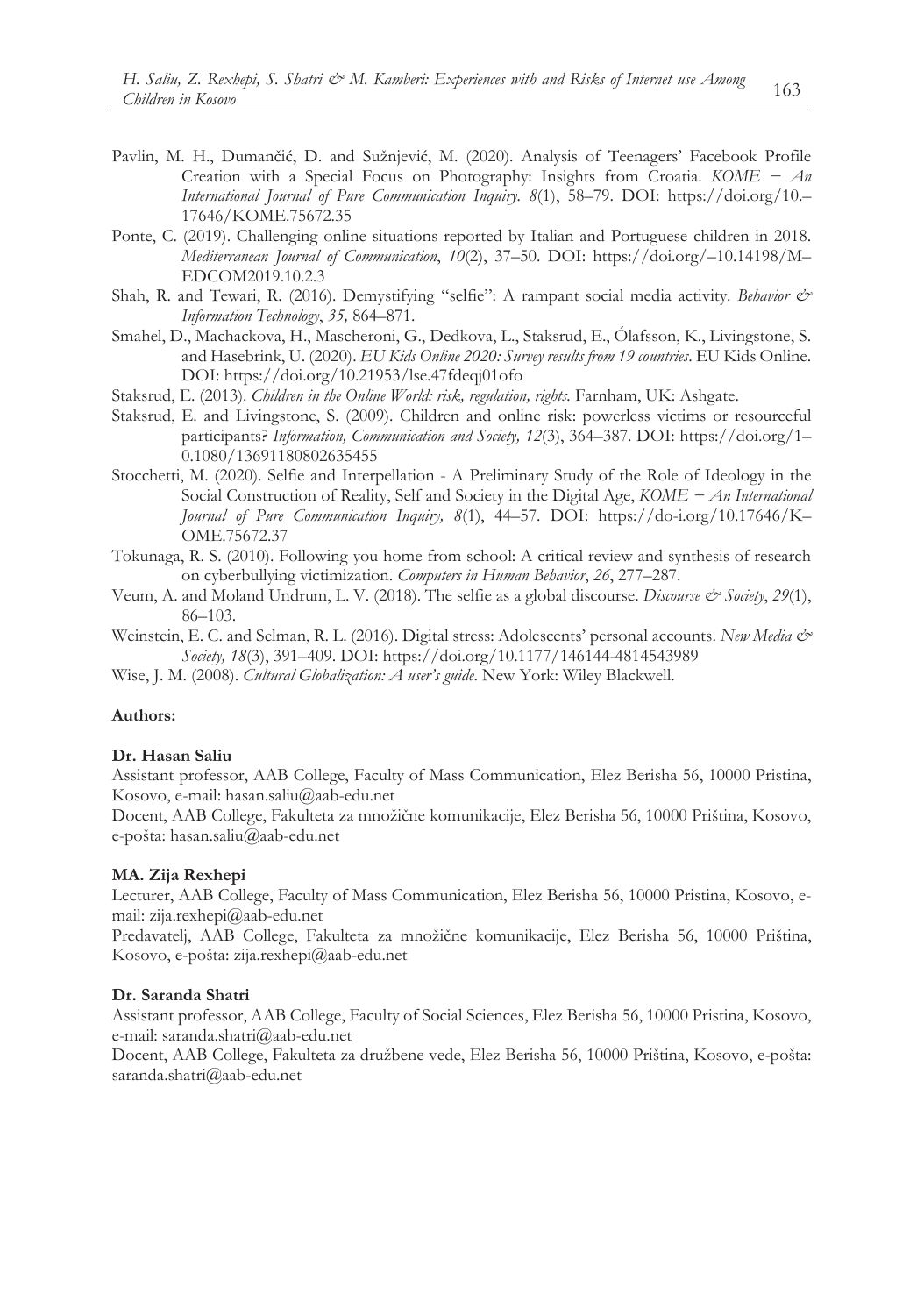Pavlin, M. H., Dumančić, D. and Sužnjević, M. (2020). Analysis of Teenagers' Facebook Profile Creation with a Special Focus on Photography: Insights from Croatia. *KOME − An International Journal of Pure Communication Inquiry*. *8*(1), 58–79. DOI: https://doi.org/10.–17646/KOME.75672.35

Ponte, C. (2019). Challenging online situations reported by Italian and Portuguese children in 2018. *Mediterranean Journal of Communication*, *10*(2), 37–50. DOI: https://doi.org/–10.14198/M–EDCOM2019.10.2.3

Shah, R. and Tewari, R. (2016). Demystifying "selfie": A rampant social media activity. *Behavior & Information Technology*, *35,* 864–871.

Smahel, D., Machackova, H., Mascheroni, G., Dedkova, L., Staksrud, E., Ólafsson, K., Livingstone, S. and Hasebrink, U. (2020). *EU Kids Online 2020: Survey results from 19 countries*. EU Kids Online. DOI: https://doi.org/10.21953/lse.47fdeqj01ofo

Staksrud, E. (2013). *Children in the Online World: risk, regulation, rights.* Farnham, UK: Ashgate.

Staksrud, E. and Livingstone, S. (2009). Children and online risk: powerless victims or resourceful participants? *Information, Communication and Society, 12*(3), 364–387. DOI: https://doi.org/1–0.1080/13691180802635455

Stocchetti, M. (2020). Selfie and Interpellation - A Preliminary Study of the Role of Ideology in the Social Construction of Reality, Self and Society in the Digital Age, *KOME − An International Journal of Pure Communication Inquiry, 8*(1), 44–57. DOI: https://do-i.org/10.17646/K–OME.75672.37

Tokunaga, R. S. (2010). Following you home from school: A critical review and synthesis of research on cyberbullying victimization. *Computers in Human Behavior*, *26*, 277–287.

Veum, A. and Moland Undrum, L. V. (2018). The selfie as a global discourse. *Discourse & Society*, *29*(1), 86–103.

Weinstein, E. C. and Selman, R. L. (2016). Digital stress: Adolescents' personal accounts. *New Media & Society, 18*(3), 391–409. DOI: https://doi.org/10.1177/146144-4814543989

Wise, J. M. (2008). *Cultural Globalization: A user's guide*. New York: Wiley Blackwell.

**Authors:**

**Dr. Hasan Saliu**

Assistant professor, AAB College, Faculty of Mass Communication, Elez Berisha 56, 10000 Pristina, Kosovo, e-mail: hasan.saliu@aab-edu.net

Docent, AAB College, Fakulteta za množične komunikacije, Elez Berisha 56, 10000 Priština, Kosovo, e-pošta: hasan.saliu@aab-edu.net

**MA. Zija Rexhepi**

Lecturer, AAB College, Faculty of Mass Communication, Elez Berisha 56, 10000 Pristina, Kosovo, e-mail: zija.rexhepi@aab-edu.net

Predavatelj, AAB College, Fakulteta za množične komunikacije, Elez Berisha 56, 10000 Priština, Kosovo, e-pošta: zija.rexhepi@aab-edu.net

**Dr. Saranda Shatri**

Assistant professor, AAB College, Faculty of Social Sciences, Elez Berisha 56, 10000 Pristina, Kosovo, e-mail: saranda.shatri@aab-edu.net

Docent, AAB College, Fakulteta za družbene vede, Elez Berisha 56, 10000 Priština, Kosovo, e-pošta: saranda.shatri@aab-edu.net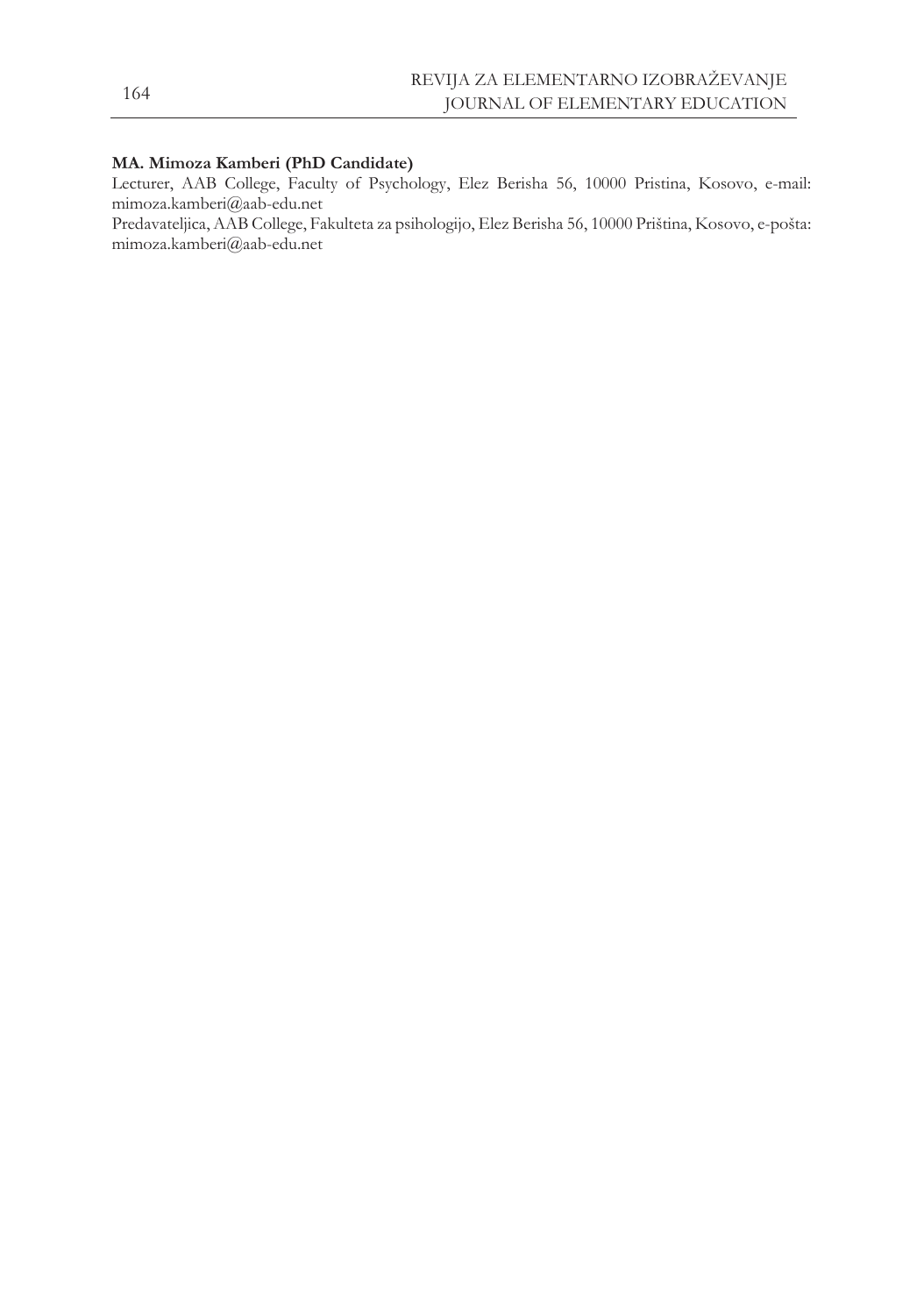**MA. Mimoza Kamberi (PhD Candidate)**
Lecturer, AAB College, Faculty of Psychology, Elez Berisha 56, 10000 Pristina, Kosovo, e-mail: mimoza.kamberi@aab-edu.net
Predavateljica, AAB College, Fakulteta za psihologijo, Elez Berisha 56, 10000 Priština, Kosovo, e-pošta: mimoza.kamberi@aab-edu.net